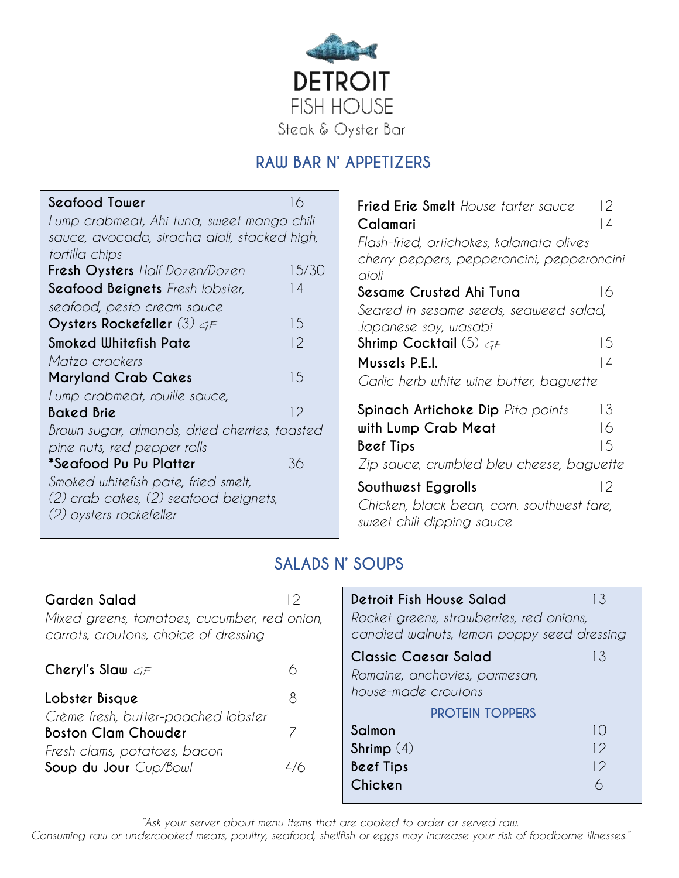# DETROIT FISH HOUSE

Steak & Oyster Bar

## RAW BAR N' APPETIZERS

**Seafood Tower** 16
*Lump crabmeat, Ahi tuna, sweet mango chili sauce, avocado, siracha aioli, stacked high, tortilla chips*

**Fresh Oysters** *Half Dozen/Dozen* 15/30

**Seafood Beignets** *Fresh lobster, seafood, pesto cream sauce* 14

**Oysters Rockefeller** (3) *GF* 15

**Smoked Whitefish Pate** 12
*Matzo crackers*

**Maryland Crab Cakes** 15
*Lump crabmeat, rouille sauce,*

**Baked Brie** 12
*Brown sugar, almonds, dried cherries, toasted pine nuts, red pepper rolls*

***Seafood Pu Pu Platter** 36
*Smoked whitefish pate, fried smelt, (2) crab cakes, (2) seafood beignets, (2) oysters rockefeller*

**Fried Erie Smelt** *House tarter sauce* 12

**Calamari** 14
*Flash-fried, artichokes, kalamata olives cherry peppers, pepperoncini, pepperoncini aioli*

**Sesame Crusted Ahi Tuna** 16
*Seared in sesame seeds, seaweed salad, Japanese soy, wasabi*

**Shrimp Cocktail** (5) *GF* 15

**Mussels P.E.I.** 14
*Garlic herb white wine butter, baguette*

**Spinach Artichoke Dip** *Pita points* 13
**with Lump Crab Meat** 16

**Beef Tips** 15
*Zip sauce, crumbled bleu cheese, baguette*

**Southwest Eggrolls** 12
*Chicken, black bean, corn. southwest fare, sweet chili dipping sauce*

## SALADS N' SOUPS

**Garden Salad** 12
*Mixed greens, tomatoes, cucumber, red onion, carrots, croutons, choice of dressing*

**Cheryl's Slaw** *GF* 6

**Lobster Bisque** 8
*Crème fresh, butter-poached lobster*

**Boston Clam Chowder** 7
*Fresh clams, potatoes, bacon*

**Soup du Jour** *Cup/Bowl* 4/6

**Detroit Fish House Salad** 13
*Rocket greens, strawberries, red onions, candied walnuts, lemon poppy seed dressing*

**Classic Caesar Salad** 13
*Romaine, anchovies, parmesan, house-made croutons*

### PROTEIN TOPPERS

**Salmon** 10
**Shrimp** (4) 12
**Beef Tips** 12
**Chicken** 6

*"Ask your server about menu items that are cooked to order or served raw. Consuming raw or undercooked meats, poultry, seafood, shellfish or eggs may increase your risk of foodborne illnesses."*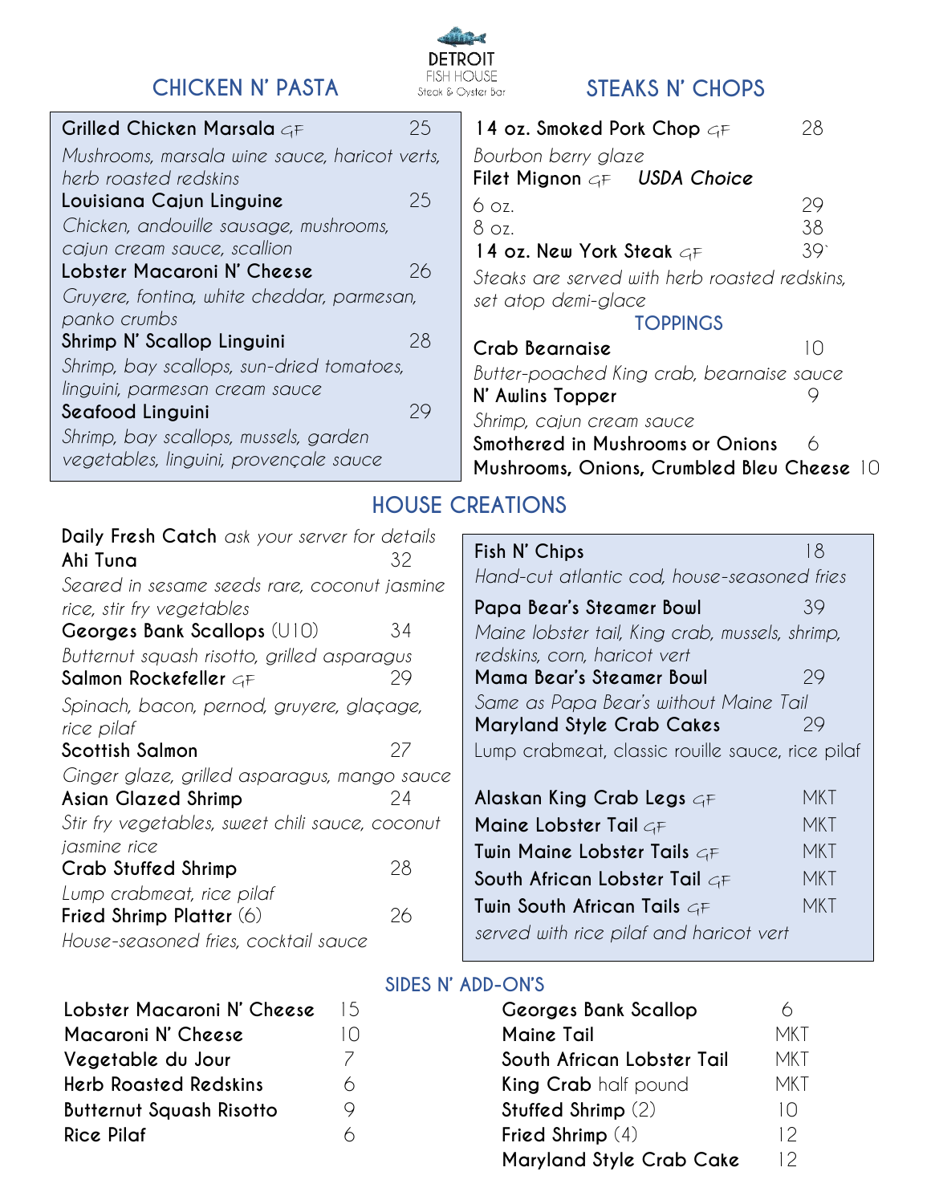DETROIT
FISH HOUSE
Steak & Oyster Bar

## CHICKEN N' PASTA

**Grilled Chicken Marsala** GF 25
*Mushrooms, marsala wine sauce, haricot verts, herb roasted redskins*

**Louisiana Cajun Linguine** 25
*Chicken, andouille sausage, mushrooms, cajun cream sauce, scallion*

**Lobster Macaroni N' Cheese** 26
*Gruyere, fontina, white cheddar, parmesan, panko crumbs*

**Shrimp N' Scallop Linguini** 28
*Shrimp, bay scallops, sun-dried tomatoes, linguini, parmesan cream sauce*

**Seafood Linguini** 29
*Shrimp, bay scallops, mussels, garden vegetables, linguini, provençale sauce*

## STEAKS N' CHOPS

**14 oz. Smoked Pork Chop** GF 28
*Bourbon berry glaze*

**Filet Mignon** GF ***USDA Choice***
6 oz. 29
8 oz. 38

**14 oz. New York Steak** GF 39`

*Steaks are served with herb roasted redskins, set atop demi-glace*

### TOPPINGS

**Crab Bearnaise** 10
*Butter-poached King crab, bearnaise sauce*

**N' Awlins Topper** 9
*Shrimp, cajun cream sauce*

**Smothered in Mushrooms or Onions** 6

**Mushrooms, Onions, Crumbled Bleu Cheese** 10

## HOUSE CREATIONS

**Daily Fresh Catch** *ask your server for details*

**Ahi Tuna** 32
*Seared in sesame seeds rare, coconut jasmine rice, stir fry vegetables*

**Georges Bank Scallops** (U10) 34
*Butternut squash risotto, grilled asparagus*

**Salmon Rockefeller** GF 29
*Spinach, bacon, pernod, gruyere, glaçage, rice pilaf*

**Scottish Salmon** 27
*Ginger glaze, grilled asparagus, mango sauce*

**Asian Glazed Shrimp** 24
*Stir fry vegetables, sweet chili sauce, coconut jasmine rice*

**Crab Stuffed Shrimp** 28
*Lump crabmeat, rice pilaf*

**Fried Shrimp Platter** (6) 26
*House-seasoned fries, cocktail sauce*

**Fish N' Chips** 18
*Hand-cut atlantic cod, house-seasoned fries*

**Papa Bear's Steamer Bowl** 39
*Maine lobster tail, King crab, mussels, shrimp, redskins, corn, haricot vert*

**Mama Bear's Steamer Bowl** 29
*Same as Papa Bear's without Maine Tail*

**Maryland Style Crab Cakes** 29
*Lump crabmeat, classic rouille sauce, rice pilaf*

**Alaskan King Crab Legs** GF MKT
**Maine Lobster Tail** GF MKT
**Twin Maine Lobster Tails** GF MKT
**South African Lobster Tail** GF MKT
**Twin South African Tails** GF MKT
*served with rice pilaf and haricot vert*

## SIDES N' ADD-ON'S

| | |
|---|---|
| **Lobster Macaroni N' Cheese** | 15 |
| **Macaroni N' Cheese** | 10 |
| **Vegetable du Jour** | 7 |
| **Herb Roasted Redskins** | 6 |
| **Butternut Squash Risotto** | 9 |
| **Rice Pilaf** | 6 |
| **Georges Bank Scallop** | 6 |
| **Maine Tail** | MKT |
| **South African Lobster Tail** | MKT |
| **King Crab** half pound | MKT |
| **Stuffed Shrimp** (2) | 10 |
| **Fried Shrimp** (4) | 12 |
| **Maryland Style Crab Cake** | 12 |